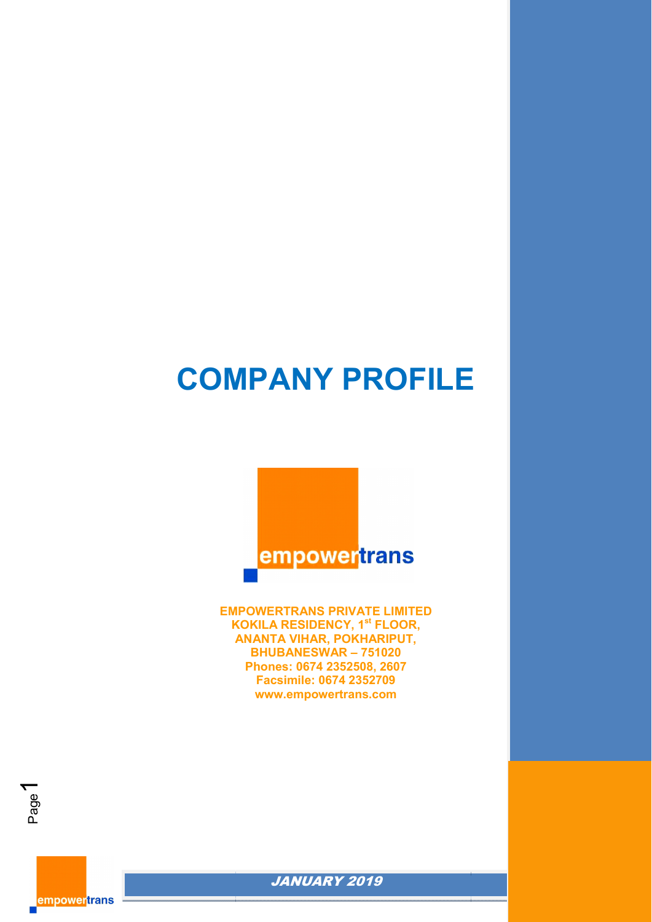# COMPANY PROFILE

empowertrans

**EMPOWERTRANS PRIVATE LIMITED**
**KOKILA RESIDENCY, 1st FLOOR,**
**ANANTA VIHAR, POKHARIPUT,**
**BHUBANESWAR – 751020**
**Phones: 0674 2352508, 2607**
**Facsimile: 0674 2352709**
**www.empowertrans.com**

***JANUARY 2019***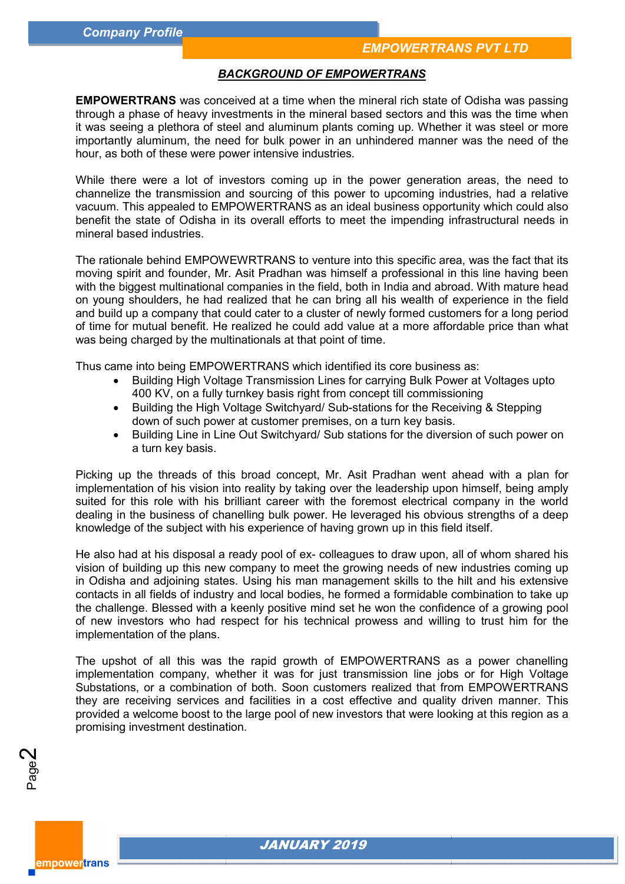## BACKGROUND OF EMPOWERTRANS

**EMPOWERTRANS** was conceived at a time when the mineral rich state of Odisha was passing through a phase of heavy investments in the mineral based sectors and this was the time when it was seeing a plethora of steel and aluminum plants coming up. Whether it was steel or more importantly aluminum, the need for bulk power in an unhindered manner was the need of the hour, as both of these were power intensive industries.

While there were a lot of investors coming up in the power generation areas, the need to channelize the transmission and sourcing of this power to upcoming industries, had a relative vacuum. This appealed to EMPOWERTRANS as an ideal business opportunity which could also benefit the state of Odisha in its overall efforts to meet the impending infrastructural needs in mineral based industries.

The rationale behind EMPOWEWRTRANS to venture into this specific area, was the fact that its moving spirit and founder, Mr. Asit Pradhan was himself a professional in this line having been with the biggest multinational companies in the field, both in India and abroad. With mature head on young shoulders, he had realized that he can bring all his wealth of experience in the field and build up a company that could cater to a cluster of newly formed customers for a long period of time for mutual benefit. He realized he could add value at a more affordable price than what was being charged by the multinationals at that point of time.

Thus came into being EMPOWERTRANS which identified its core business as:

- Building High Voltage Transmission Lines for carrying Bulk Power at Voltages upto 400 KV, on a fully turnkey basis right from concept till commissioning
- Building the High Voltage Switchyard/ Sub-stations for the Receiving & Stepping down of such power at customer premises, on a turn key basis.
- Building Line in Line Out Switchyard/ Sub stations for the diversion of such power on a turn key basis.

Picking up the threads of this broad concept, Mr. Asit Pradhan went ahead with a plan for implementation of his vision into reality by taking over the leadership upon himself, being amply suited for this role with his brilliant career with the foremost electrical company in the world dealing in the business of chanelling bulk power. He leveraged his obvious strengths of a deep knowledge of the subject with his experience of having grown up in this field itself.

He also had at his disposal a ready pool of ex- colleagues to draw upon, all of whom shared his vision of building up this new company to meet the growing needs of new industries coming up in Odisha and adjoining states. Using his man management skills to the hilt and his extensive contacts in all fields of industry and local bodies, he formed a formidable combination to take up the challenge. Blessed with a keenly positive mind set he won the confidence of a growing pool of new investors who had respect for his technical prowess and willing to trust him for the implementation of the plans.

The upshot of all this was the rapid growth of EMPOWERTRANS as a power chanelling implementation company, whether it was for just transmission line jobs or for High Voltage Substations, or a combination of both. Soon customers realized that from EMPOWERTRANS they are receiving services and facilities in a cost effective and quality driven manner. This provided a welcome boost to the large pool of new investors that were looking at this region as a promising investment destination.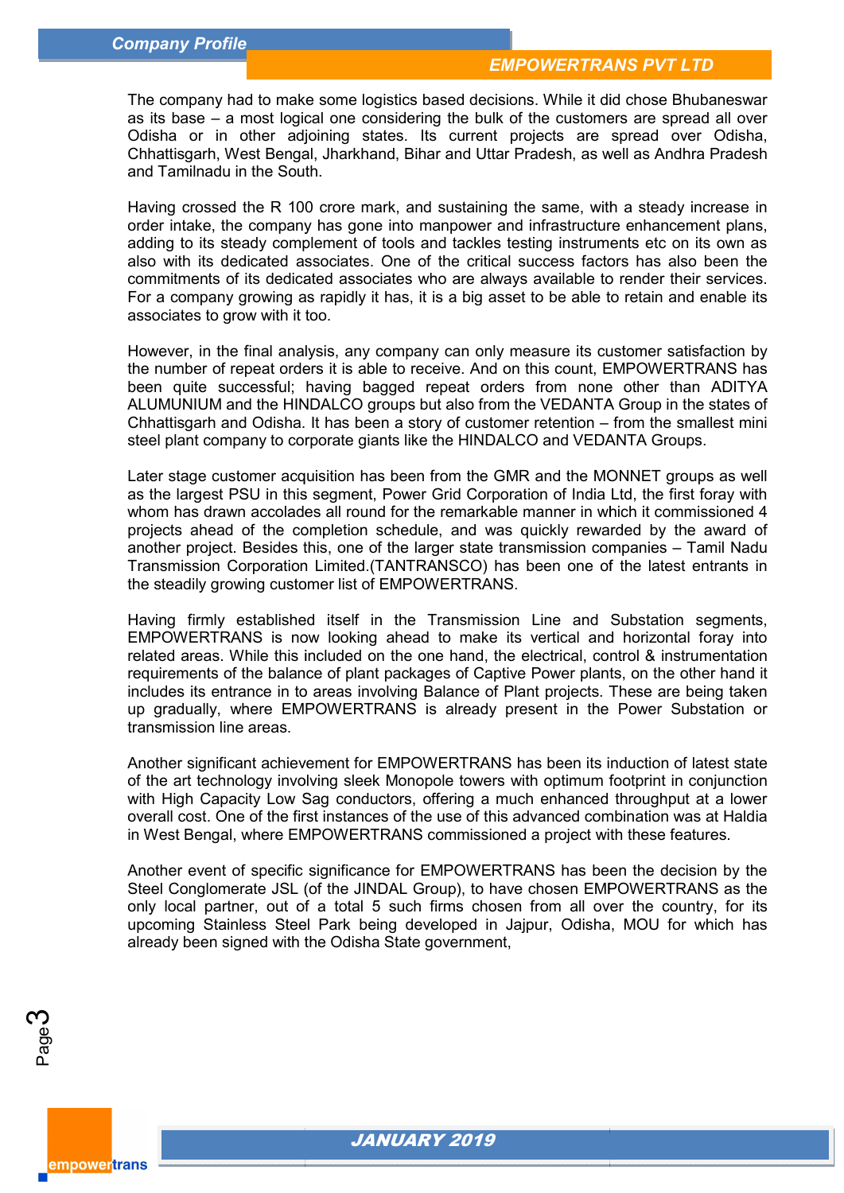The company had to make some logistics based decisions. While it did chose Bhubaneswar as its base – a most logical one considering the bulk of the customers are spread all over Odisha or in other adjoining states. Its current projects are spread over Odisha, Chhattisgarh, West Bengal, Jharkhand, Bihar and Uttar Pradesh, as well as Andhra Pradesh and Tamilnadu in the South.

Having crossed the R 100 crore mark, and sustaining the same, with a steady increase in order intake, the company has gone into manpower and infrastructure enhancement plans, adding to its steady complement of tools and tackles testing instruments etc on its own as also with its dedicated associates. One of the critical success factors has also been the commitments of its dedicated associates who are always available to render their services. For a company growing as rapidly it has, it is a big asset to be able to retain and enable its associates to grow with it too.

However, in the final analysis, any company can only measure its customer satisfaction by the number of repeat orders it is able to receive. And on this count, EMPOWERTRANS has been quite successful; having bagged repeat orders from none other than ADITYA ALUMUNIUM and the HINDALCO groups but also from the VEDANTA Group in the states of Chhattisgarh and Odisha. It has been a story of customer retention – from the smallest mini steel plant company to corporate giants like the HINDALCO and VEDANTA Groups.

Later stage customer acquisition has been from the GMR and the MONNET groups as well as the largest PSU in this segment, Power Grid Corporation of India Ltd, the first foray with whom has drawn accolades all round for the remarkable manner in which it commissioned 4 projects ahead of the completion schedule, and was quickly rewarded by the award of another project. Besides this, one of the larger state transmission companies – Tamil Nadu Transmission Corporation Limited.(TANTRANSCO) has been one of the latest entrants in the steadily growing customer list of EMPOWERTRANS.

Having firmly established itself in the Transmission Line and Substation segments, EMPOWERTRANS is now looking ahead to make its vertical and horizontal foray into related areas. While this included on the one hand, the electrical, control & instrumentation requirements of the balance of plant packages of Captive Power plants, on the other hand it includes its entrance in to areas involving Balance of Plant projects. These are being taken up gradually, where EMPOWERTRANS is already present in the Power Substation or transmission line areas.

Another significant achievement for EMPOWERTRANS has been its induction of latest state of the art technology involving sleek Monopole towers with optimum footprint in conjunction with High Capacity Low Sag conductors, offering a much enhanced throughput at a lower overall cost. One of the first instances of the use of this advanced combination was at Haldia in West Bengal, where EMPOWERTRANS commissioned a project with these features.

Another event of specific significance for EMPOWERTRANS has been the decision by the Steel Conglomerate JSL (of the JINDAL Group), to have chosen EMPOWERTRANS as the only local partner, out of a total 5 such firms chosen from all over the country, for its upcoming Stainless Steel Park being developed in Jajpur, Odisha, MOU for which has already been signed with the Odisha State government,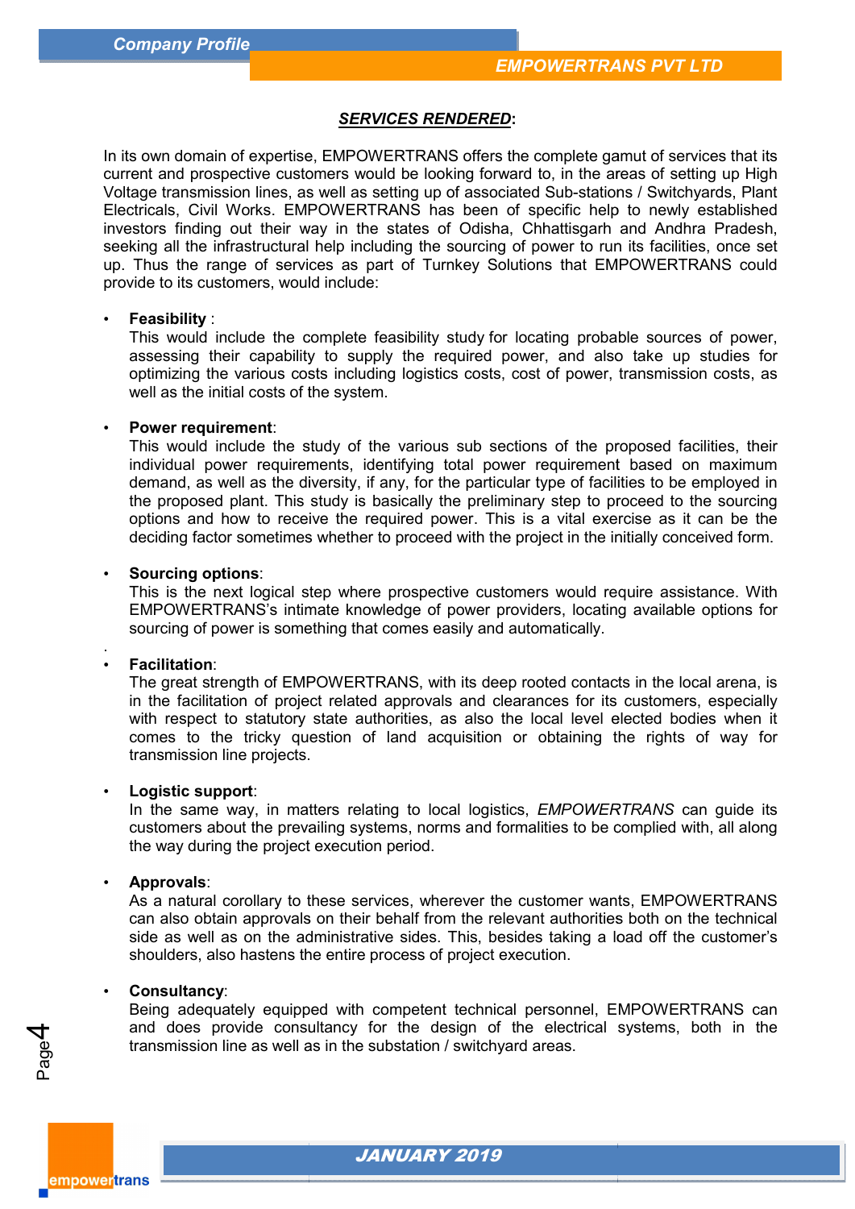## ***SERVICES RENDERED*:**

In its own domain of expertise, EMPOWERTRANS offers the complete gamut of services that its current and prospective customers would be looking forward to, in the areas of setting up High Voltage transmission lines, as well as setting up of associated Sub-stations / Switchyards, Plant Electricals, Civil Works. EMPOWERTRANS has been of specific help to newly established investors finding out their way in the states of Odisha, Chhattisgarh and Andhra Pradesh, seeking all the infrastructural help including the sourcing of power to run its facilities, once set up. Thus the range of services as part of Turnkey Solutions that EMPOWERTRANS could provide to its customers, would include:

- **Feasibility** :
  This would include the complete feasibility study for locating probable sources of power, assessing their capability to supply the required power, and also take up studies for optimizing the various costs including logistics costs, cost of power, transmission costs, as well as the initial costs of the system.

- **Power requirement**:
  This would include the study of the various sub sections of the proposed facilities, their individual power requirements, identifying total power requirement based on maximum demand, as well as the diversity, if any, for the particular type of facilities to be employed in the proposed plant. This study is basically the preliminary step to proceed to the sourcing options and how to receive the required power. This is a vital exercise as it can be the deciding factor sometimes whether to proceed with the project in the initially conceived form.

- **Sourcing options**:
  This is the next logical step where prospective customers would require assistance. With EMPOWERTRANS's intimate knowledge of power providers, locating available options for sourcing of power is something that comes easily and automatically.

- **Facilitation**:
  The great strength of EMPOWERTRANS, with its deep rooted contacts in the local arena, is in the facilitation of project related approvals and clearances for its customers, especially with respect to statutory state authorities, as also the local level elected bodies when it comes to the tricky question of land acquisition or obtaining the rights of way for transmission line projects.

- **Logistic support**:
  In the same way, in matters relating to local logistics, *EMPOWERTRANS* can guide its customers about the prevailing systems, norms and formalities to be complied with, all along the way during the project execution period.

- **Approvals**:
  As a natural corollary to these services, wherever the customer wants, EMPOWERTRANS can also obtain approvals on their behalf from the relevant authorities both on the technical side as well as on the administrative sides. This, besides taking a load off the customer's shoulders, also hastens the entire process of project execution.

- **Consultancy**:
  Being adequately equipped with competent technical personnel, EMPOWERTRANS can and does provide consultancy for the design of the electrical systems, both in the transmission line as well as in the substation / switchyard areas.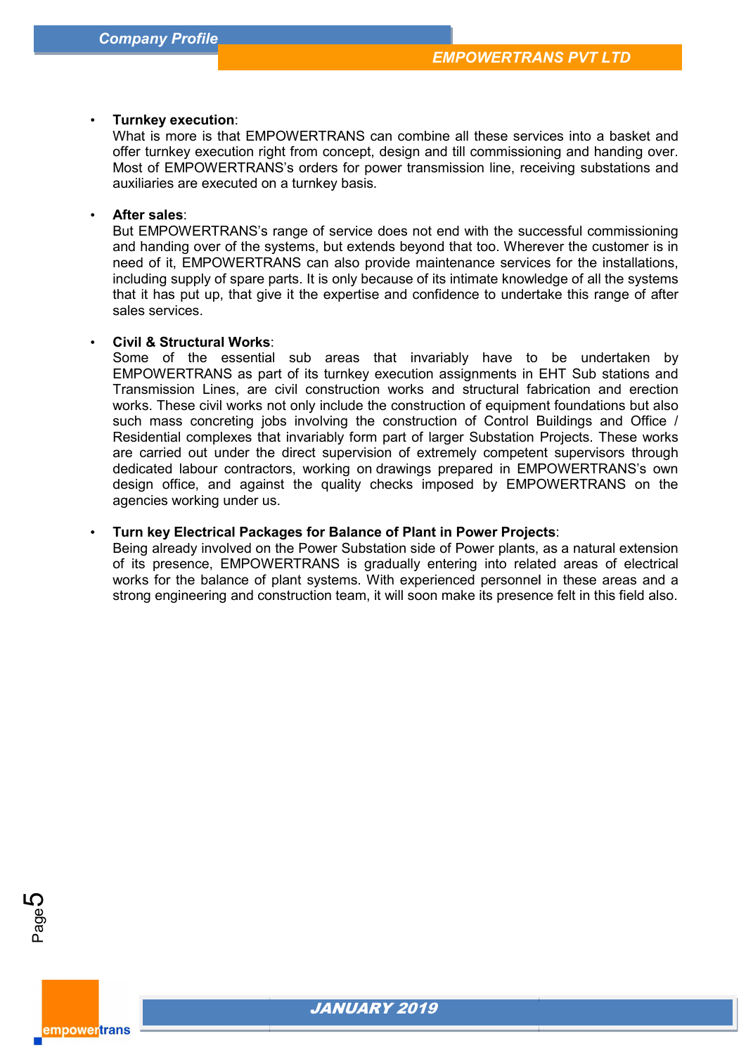- **Turnkey execution**:
  What is more is that EMPOWERTRANS can combine all these services into a basket and offer turnkey execution right from concept, design and till commissioning and handing over. Most of EMPOWERTRANS's orders for power transmission line, receiving substations and auxiliaries are executed on a turnkey basis.

- **After sales**:
  But EMPOWERTRANS's range of service does not end with the successful commissioning and handing over of the systems, but extends beyond that too. Wherever the customer is in need of it, EMPOWERTRANS can also provide maintenance services for the installations, including supply of spare parts. It is only because of its intimate knowledge of all the systems that it has put up, that give it the expertise and confidence to undertake this range of after sales services.

- **Civil & Structural Works**:
  Some of the essential sub areas that invariably have to be undertaken by EMPOWERTRANS as part of its turnkey execution assignments in EHT Sub stations and Transmission Lines, are civil construction works and structural fabrication and erection works. These civil works not only include the construction of equipment foundations but also such mass concreting jobs involving the construction of Control Buildings and Office / Residential complexes that invariably form part of larger Substation Projects. These works are carried out under the direct supervision of extremely competent supervisors through dedicated labour contractors, working on drawings prepared in EMPOWERTRANS's own design office, and against the quality checks imposed by EMPOWERTRANS on the agencies working under us.

- **Turn key Electrical Packages for Balance of Plant in Power Projects**:
  Being already involved on the Power Substation side of Power plants, as a natural extension of its presence, EMPOWERTRANS is gradually entering into related areas of electrical works for the balance of plant systems. With experienced personnel in these areas and a strong engineering and construction team, it will soon make its presence felt in this field also.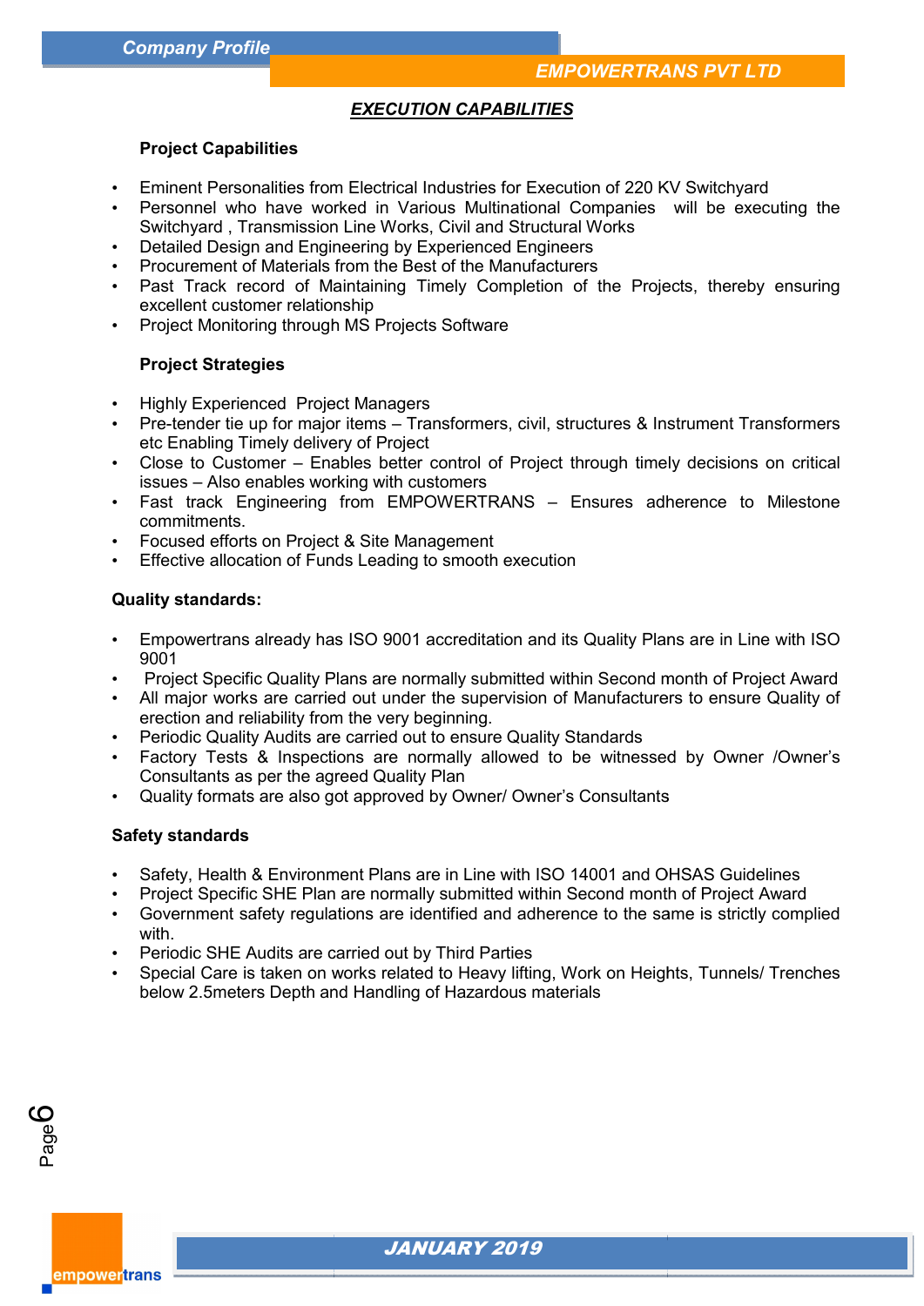## EXECUTION CAPABILITIES

### Project Capabilities

- Eminent Personalities from Electrical Industries for Execution of 220 KV Switchyard
- Personnel who have worked in Various Multinational Companies will be executing the Switchyard , Transmission Line Works, Civil and Structural Works
- Detailed Design and Engineering by Experienced Engineers
- Procurement of Materials from the Best of the Manufacturers
- Past Track record of Maintaining Timely Completion of the Projects, thereby ensuring excellent customer relationship
- Project Monitoring through MS Projects Software

### Project Strategies

- Highly Experienced Project Managers
- Pre-tender tie up for major items – Transformers, civil, structures & Instrument Transformers etc Enabling Timely delivery of Project
- Close to Customer – Enables better control of Project through timely decisions on critical issues – Also enables working with customers
- Fast track Engineering from EMPOWERTRANS – Ensures adherence to Milestone commitments.
- Focused efforts on Project & Site Management
- Effective allocation of Funds Leading to smooth execution

### Quality standards:

- Empowertrans already has ISO 9001 accreditation and its Quality Plans are in Line with ISO 9001
- Project Specific Quality Plans are normally submitted within Second month of Project Award
- All major works are carried out under the supervision of Manufacturers to ensure Quality of erection and reliability from the very beginning.
- Periodic Quality Audits are carried out to ensure Quality Standards
- Factory Tests & Inspections are normally allowed to be witnessed by Owner /Owner's Consultants as per the agreed Quality Plan
- Quality formats are also got approved by Owner/ Owner's Consultants

### Safety standards

- Safety, Health & Environment Plans are in Line with ISO 14001 and OHSAS Guidelines
- Project Specific SHE Plan are normally submitted within Second month of Project Award
- Government safety regulations are identified and adherence to the same is strictly complied with.
- Periodic SHE Audits are carried out by Third Parties
- Special Care is taken on works related to Heavy lifting, Work on Heights, Tunnels/ Trenches below 2.5meters Depth and Handling of Hazardous materials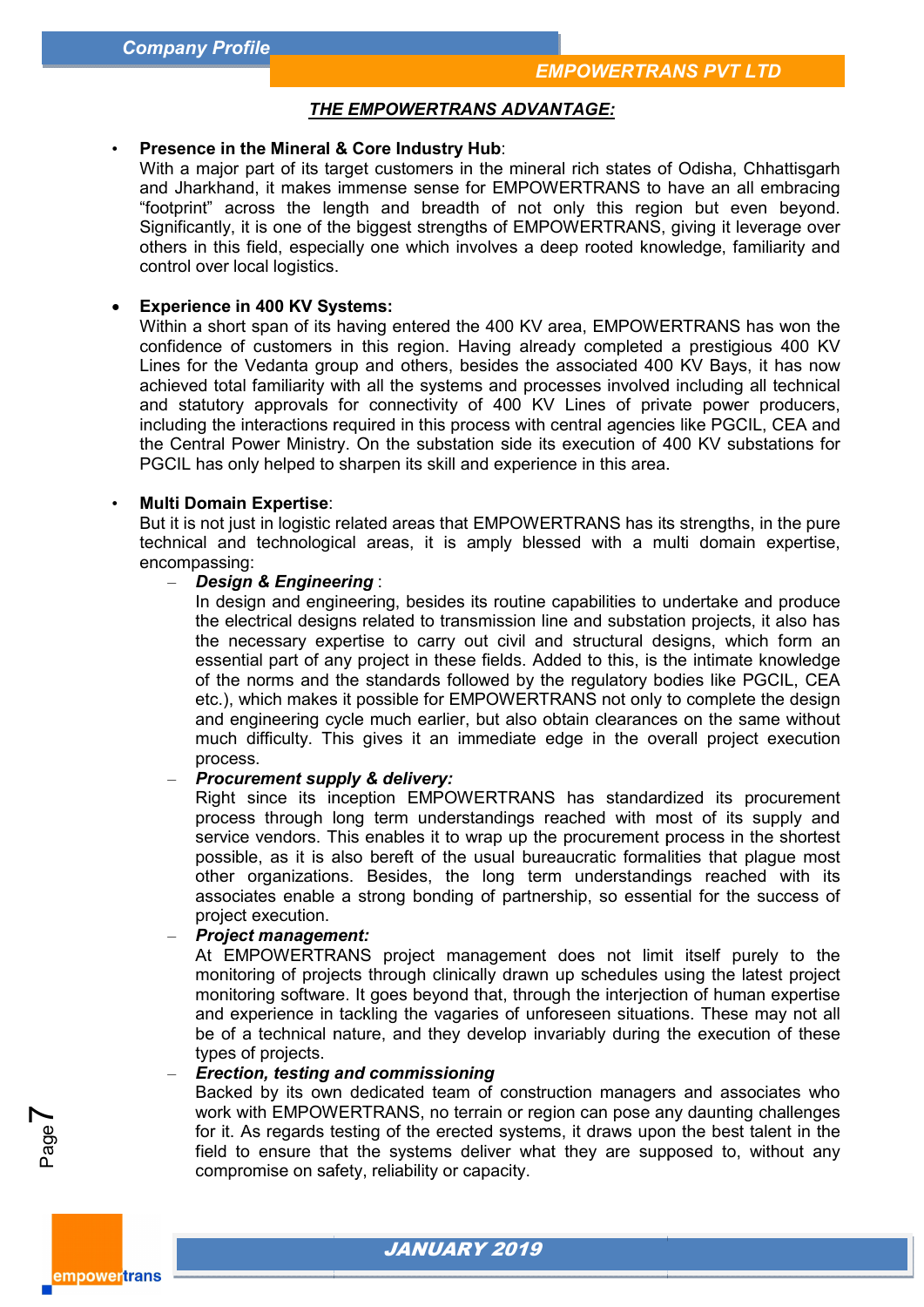## THE EMPOWERTRANS ADVANTAGE:

- **Presence in the Mineral & Core Industry Hub**:
  With a major part of its target customers in the mineral rich states of Odisha, Chhattisgarh and Jharkhand, it makes immense sense for EMPOWERTRANS to have an all embracing "footprint" across the length and breadth of not only this region but even beyond. Significantly, it is one of the biggest strengths of EMPOWERTRANS, giving it leverage over others in this field, especially one which involves a deep rooted knowledge, familiarity and control over local logistics.

- **Experience in 400 KV Systems:**
  Within a short span of its having entered the 400 KV area, EMPOWERTRANS has won the confidence of customers in this region. Having already completed a prestigious 400 KV Lines for the Vedanta group and others, besides the associated 400 KV Bays, it has now achieved total familiarity with all the systems and processes involved including all technical and statutory approvals for connectivity of 400 KV Lines of private power producers, including the interactions required in this process with central agencies like PGCIL, CEA and the Central Power Ministry. On the substation side its execution of 400 KV substations for PGCIL has only helped to sharpen its skill and experience in this area.

- **Multi Domain Expertise**:
  But it is not just in logistic related areas that EMPOWERTRANS has its strengths, in the pure technical and technological areas, it is amply blessed with a multi domain expertise, encompassing:
  - ***Design & Engineering*** :
    In design and engineering, besides its routine capabilities to undertake and produce the electrical designs related to transmission line and substation projects, it also has the necessary expertise to carry out civil and structural designs, which form an essential part of any project in these fields. Added to this, is the intimate knowledge of the norms and the standards followed by the regulatory bodies like PGCIL, CEA etc.), which makes it possible for EMPOWERTRANS not only to complete the design and engineering cycle much earlier, but also obtain clearances on the same without much difficulty. This gives it an immediate edge in the overall project execution process.
  - ***Procurement supply & delivery:***
    Right since its inception EMPOWERTRANS has standardized its procurement process through long term understandings reached with most of its supply and service vendors. This enables it to wrap up the procurement process in the shortest possible, as it is also bereft of the usual bureaucratic formalities that plague most other organizations. Besides, the long term understandings reached with its associates enable a strong bonding of partnership, so essential for the success of project execution.
  - ***Project management:***
    At EMPOWERTRANS project management does not limit itself purely to the monitoring of projects through clinically drawn up schedules using the latest project monitoring software. It goes beyond that, through the interjection of human expertise and experience in tackling the vagaries of unforeseen situations. These may not all be of a technical nature, and they develop invariably during the execution of these types of projects.
  - ***Erection, testing and commissioning***
    Backed by its own dedicated team of construction managers and associates who work with EMPOWERTRANS, no terrain or region can pose any daunting challenges for it. As regards testing of the erected systems, it draws upon the best talent in the field to ensure that the systems deliver what they are supposed to, without any compromise on safety, reliability or capacity.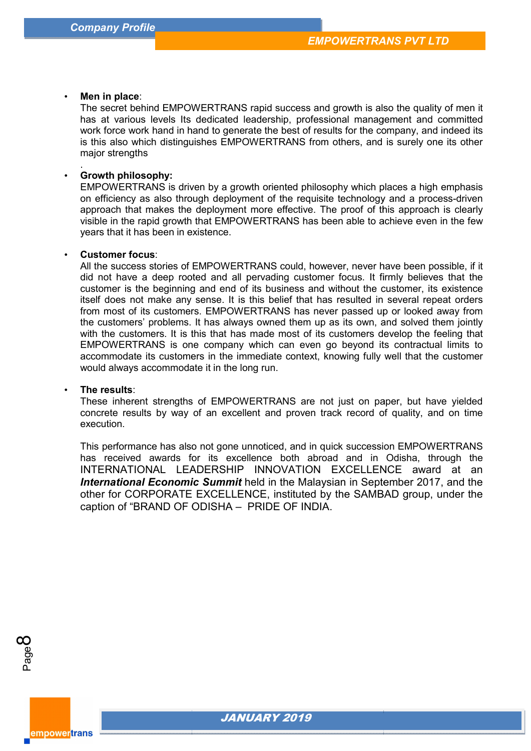- **Men in place**:
  The secret behind EMPOWERTRANS rapid success and growth is also the quality of men it has at various levels Its dedicated leadership, professional management and committed work force work hand in hand to generate the best of results for the company, and indeed its is this also which distinguishes EMPOWERTRANS from others, and is surely one its other major strengths
  .
- **Growth philosophy:**
  EMPOWERTRANS is driven by a growth oriented philosophy which places a high emphasis on efficiency as also through deployment of the requisite technology and a process-driven approach that makes the deployment more effective. The proof of this approach is clearly visible in the rapid growth that EMPOWERTRANS has been able to achieve even in the few years that it has been in existence.

- **Customer focus**:
  All the success stories of EMPOWERTRANS could, however, never have been possible, if it did not have a deep rooted and all pervading customer focus. It firmly believes that the customer is the beginning and end of its business and without the customer, its existence itself does not make any sense. It is this belief that has resulted in several repeat orders from most of its customers. EMPOWERTRANS has never passed up or looked away from the customers' problems. It has always owned them up as its own, and solved them jointly with the customers. It is this that has made most of its customers develop the feeling that EMPOWERTRANS is one company which can even go beyond its contractual limits to accommodate its customers in the immediate context, knowing fully well that the customer would always accommodate it in the long run.

- **The results**:
  These inherent strengths of EMPOWERTRANS are not just on paper, but have yielded concrete results by way of an excellent and proven track record of quality, and on time execution.

  This performance has also not gone unnoticed, and in quick succession EMPOWERTRANS has received awards for its excellence both abroad and in Odisha, through the INTERNATIONAL LEADERSHIP INNOVATION EXCELLENCE award at an ***International Economic Summit*** held in the Malaysian in September 2017, and the other for CORPORATE EXCELLENCE, instituted by the SAMBAD group, under the caption of "BRAND OF ODISHA – PRIDE OF INDIA.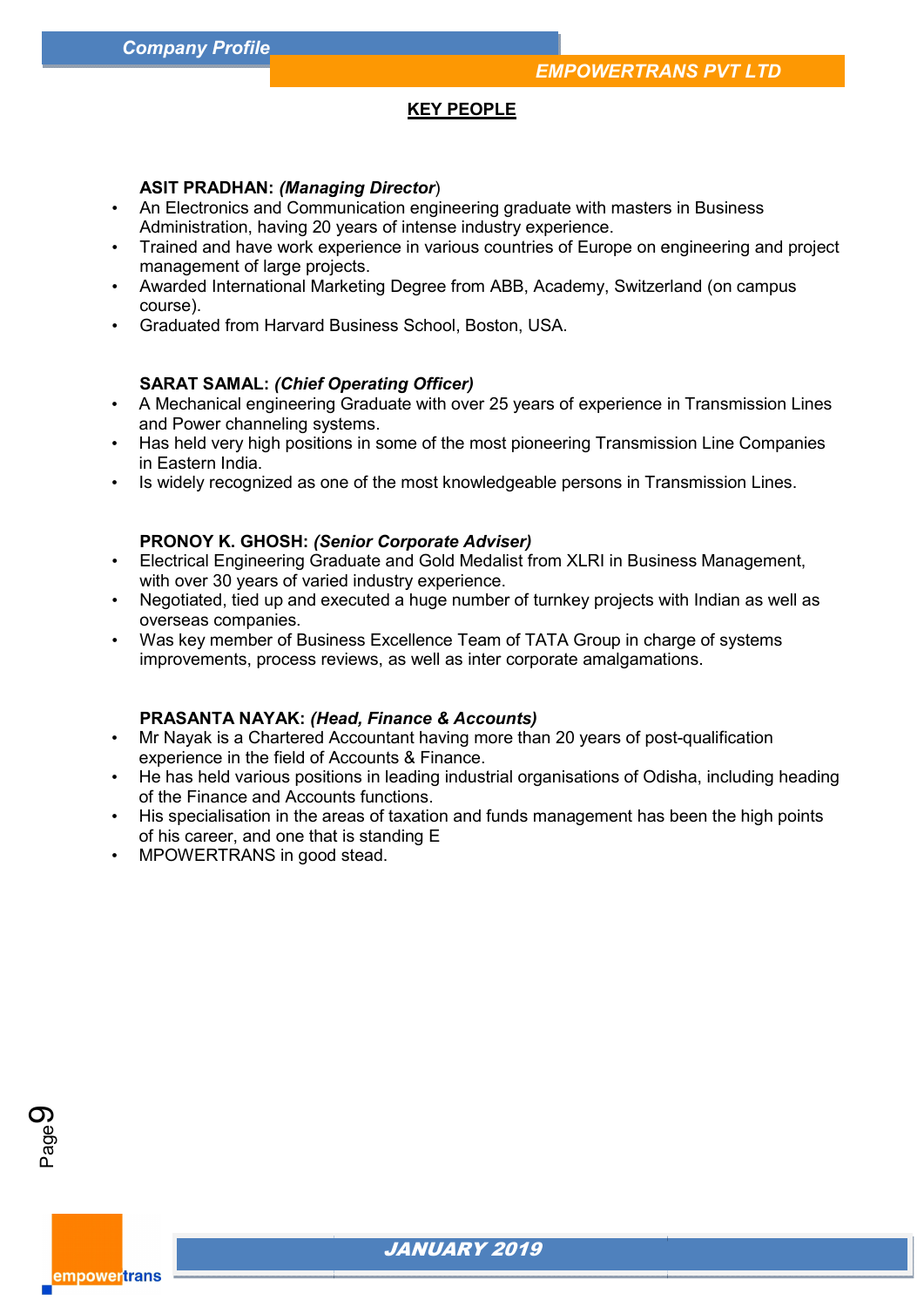## KEY PEOPLE

**ASIT PRADHAN:** ***(Managing Director***)

- An Electronics and Communication engineering graduate with masters in Business Administration, having 20 years of intense industry experience.
- Trained and have work experience in various countries of Europe on engineering and project management of large projects.
- Awarded International Marketing Degree from ABB, Academy, Switzerland (on campus course).
- Graduated from Harvard Business School, Boston, USA.

**SARAT SAMAL:** ***(Chief Operating Officer)***

- A Mechanical engineering Graduate with over 25 years of experience in Transmission Lines and Power channeling systems.
- Has held very high positions in some of the most pioneering Transmission Line Companies in Eastern India.
- Is widely recognized as one of the most knowledgeable persons in Transmission Lines.

**PRONOY K. GHOSH:** ***(Senior Corporate Adviser)***

- Electrical Engineering Graduate and Gold Medalist from XLRI in Business Management, with over 30 years of varied industry experience.
- Negotiated, tied up and executed a huge number of turnkey projects with Indian as well as overseas companies.
- Was key member of Business Excellence Team of TATA Group in charge of systems improvements, process reviews, as well as inter corporate amalgamations.

**PRASANTA NAYAK:** ***(Head, Finance & Accounts)***

- Mr Nayak is a Chartered Accountant having more than 20 years of post-qualification experience in the field of Accounts & Finance.
- He has held various positions in leading industrial organisations of Odisha, including heading of the Finance and Accounts functions.
- His specialisation in the areas of taxation and funds management has been the high points of his career, and one that is standing E
- MPOWERTRANS in good stead.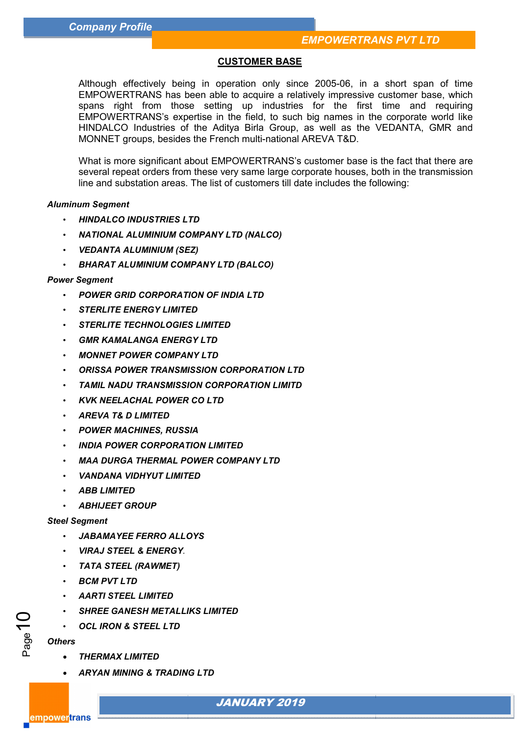## CUSTOMER BASE

Although effectively being in operation only since 2005-06, in a short span of time EMPOWERTRANS has been able to acquire a relatively impressive customer base, which spans right from those setting up industries for the first time and requiring EMPOWERTRANS's expertise in the field, to such big names in the corporate world like HINDALCO Industries of the Aditya Birla Group, as well as the VEDANTA, GMR and MONNET groups, besides the French multi-national AREVA T&D.

What is more significant about EMPOWERTRANS's customer base is the fact that there are several repeat orders from these very same large corporate houses, both in the transmission line and substation areas. The list of customers till date includes the following:

***Aluminum Segment***

- ***HINDALCO INDUSTRIES LTD***
- ***NATIONAL ALUMINIUM COMPANY LTD (NALCO)***
- ***VEDANTA ALUMINIUM (SEZ)***
- ***BHARAT ALUMINIUM COMPANY LTD (BALCO)***

***Power Segment***

- ***POWER GRID CORPORATION OF INDIA LTD***
- ***STERLITE ENERGY LIMITED***
- ***STERLITE TECHNOLOGIES LIMITED***
- ***GMR KAMALANGA ENERGY LTD***
- ***MONNET POWER COMPANY LTD***
- ***ORISSA POWER TRANSMISSION CORPORATION LTD***
- ***TAMIL NADU TRANSMISSION CORPORATION LIMITD***
- ***KVK NEELACHAL POWER CO LTD***
- ***AREVA T& D LIMITED***
- ***POWER MACHINES, RUSSIA***
- ***INDIA POWER CORPORATION LIMITED***
- ***MAA DURGA THERMAL POWER COMPANY LTD***
- ***VANDANA VIDHYUT LIMITED***
- ***ABB LIMITED***
- ***ABHIJEET GROUP***

***Steel Segment***

- ***JABAMAYEE FERRO ALLOYS***
- ***VIRAJ STEEL & ENERGY.***
- ***TATA STEEL (RAWMET)***
- ***BCM PVT LTD***
- ***AARTI STEEL LIMITED***
- ***SHREE GANESH METALLIKS LIMITED***
- ***OCL IRON & STEEL LTD***

***Others***

- ***THERMAX LIMITED***
- ***ARYAN MINING & TRADING LTD***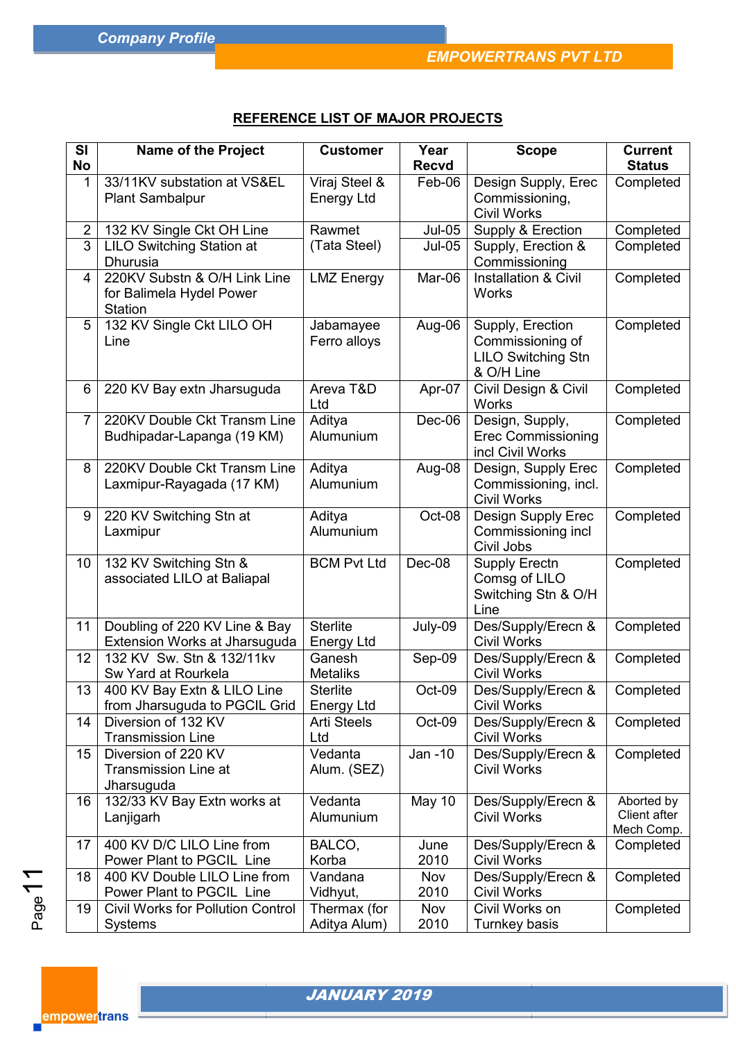**REFERENCE LIST OF MAJOR PROJECTS**

| Sl No | Name of the Project | Customer | Year Recvd | Scope | Current Status |
|---|---|---|---|---|---|
| 1 | 33/11KV substation at VS&EL Plant Sambalpur | Viraj Steel & Energy Ltd | Feb-06 | Design Supply, Erec Commissioning, Civil Works | Completed |
| 2 | 132 KV Single Ckt OH Line | Rawmet (Tata Steel) | Jul-05 | Supply & Erection | Completed |
| 3 | LILO Switching Station at Dhurusia | | Jul-05 | Supply, Erection & Commissioning | Completed |
| 4 | 220KV Substn & O/H Link Line for Balimela Hydel Power Station | LMZ Energy | Mar-06 | Installation & Civil Works | Completed |
| 5 | 132 KV Single Ckt LILO OH Line | Jabamayee Ferro alloys | Aug-06 | Supply, Erection Commissioning of LILO Switching Stn & O/H Line | Completed |
| 6 | 220 KV Bay extn Jharsuguda | Areva T&D Ltd | Apr-07 | Civil Design & Civil Works | Completed |
| 7 | 220KV Double Ckt Transm Line Budhipadar-Lapanga (19 KM) | Aditya Alumunium | Dec-06 | Design, Supply, Erec Commissioning incl Civil Works | Completed |
| 8 | 220KV Double Ckt Transm Line Laxmipur-Rayagada (17 KM) | Aditya Alumunium | Aug-08 | Design, Supply Erec Commissioning, incl. Civil Works | Completed |
| 9 | 220 KV Switching Stn at Laxmipur | Aditya Alumunium | Oct-08 | Design Supply Erec Commissioning incl Civil Jobs | Completed |
| 10 | 132 KV Switching Stn & associated LILO at Baliapal | BCM Pvt Ltd | Dec-08 | Supply Erectn Comsg of LILO Switching Stn & O/H Line | Completed |
| 11 | Doubling of 220 KV Line & Bay Extension Works at Jharsuguda | Sterlite Energy Ltd | July-09 | Des/Supply/Erecn & Civil Works | Completed |
| 12 | 132 KV Sw. Stn & 132/11kv Sw Yard at Rourkela | Ganesh Metaliks | Sep-09 | Des/Supply/Erecn & Civil Works | Completed |
| 13 | 400 KV Bay Extn & LILO Line from Jharsuguda to PGCIL Grid | Sterlite Energy Ltd | Oct-09 | Des/Supply/Erecn & Civil Works | Completed |
| 14 | Diversion of 132 KV Transmission Line | Arti Steels Ltd | Oct-09 | Des/Supply/Erecn & Civil Works | Completed |
| 15 | Diversion of 220 KV Transmission Line at Jharsuguda | Vedanta Alum. (SEZ) | Jan -10 | Des/Supply/Erecn & Civil Works | Completed |
| 16 | 132/33 KV Bay Extn works at Lanjigarh | Vedanta Alumunium | May 10 | Des/Supply/Erecn & Civil Works | Aborted by Client after Mech Comp. |
| 17 | 400 KV D/C LILO Line from Power Plant to PGCIL Line | BALCO, Korba | June 2010 | Des/Supply/Erecn & Civil Works | Completed |
| 18 | 400 KV Double LILO Line from Power Plant to PGCIL Line | Vandana Vidhyut, | Nov 2010 | Des/Supply/Erecn & Civil Works | Completed |
| 19 | Civil Works for Pollution Control Systems | Thermax (for Aditya Alum) | Nov 2010 | Civil Works on Turnkey basis | Completed |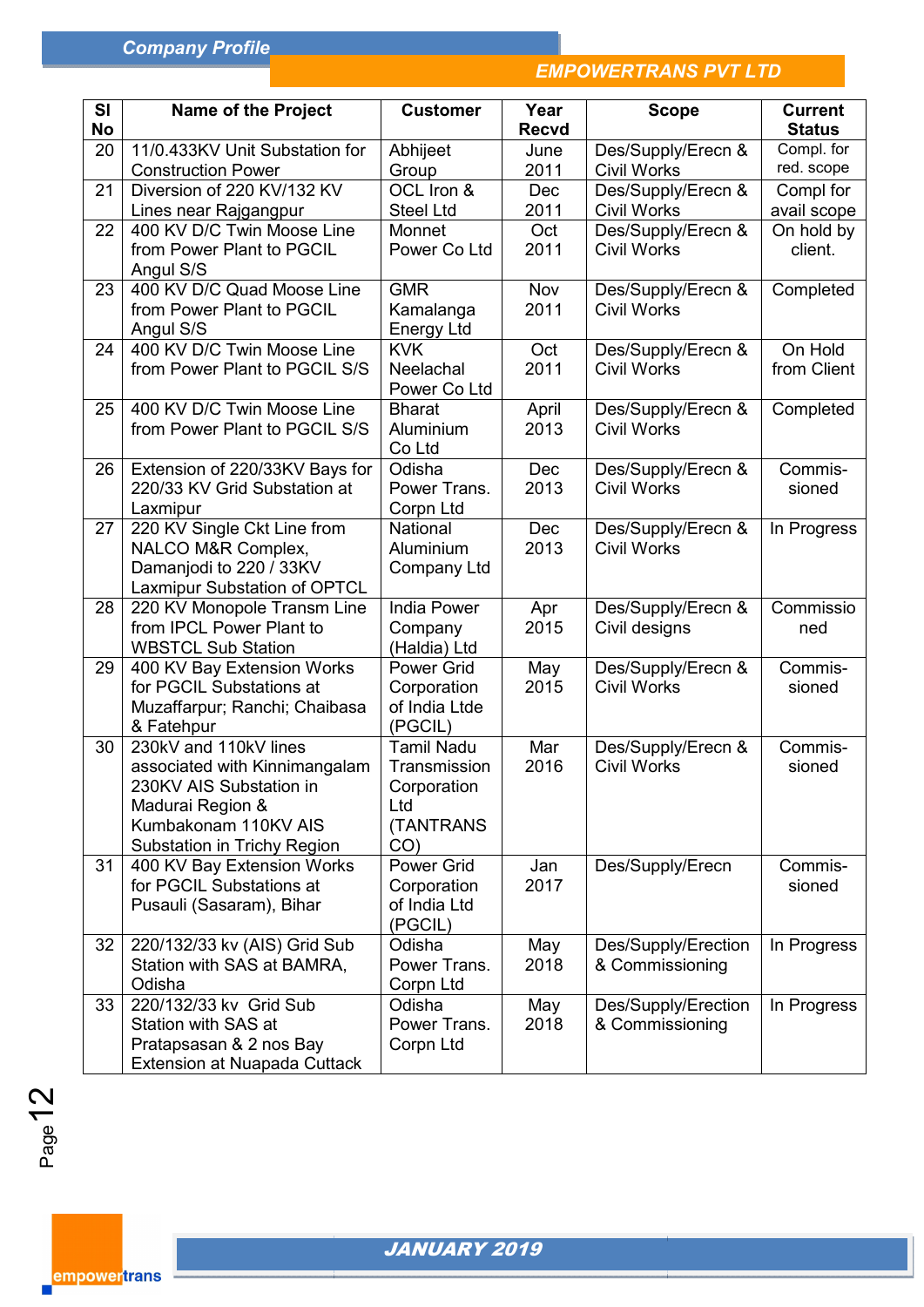| Sl No | Name of the Project | Customer | Year Recvd | Scope | Current Status |
|---|---|---|---|---|---|
| 20 | 11/0.433KV Unit Substation for Construction Power | Abhijeet Group | June 2011 | Des/Supply/Erecn & Civil Works | Compl. for red. scope |
| 21 | Diversion of 220 KV/132 KV Lines near Rajgangpur | OCL Iron & Steel Ltd | Dec 2011 | Des/Supply/Erecn & Civil Works | Compl for avail scope |
| 22 | 400 KV D/C Twin Moose Line from Power Plant to PGCIL Angul S/S | Monnet Power Co Ltd | Oct 2011 | Des/Supply/Erecn & Civil Works | On hold by client. |
| 23 | 400 KV D/C Quad Moose Line from Power Plant to PGCIL Angul S/S | GMR Kamalanga Energy Ltd | Nov 2011 | Des/Supply/Erecn & Civil Works | Completed |
| 24 | 400 KV D/C Twin Moose Line from Power Plant to PGCIL S/S | KVK Neelachal Power Co Ltd | Oct 2011 | Des/Supply/Erecn & Civil Works | On Hold from Client |
| 25 | 400 KV D/C Twin Moose Line from Power Plant to PGCIL S/S | Bharat Aluminium Co Ltd | April 2013 | Des/Supply/Erecn & Civil Works | Completed |
| 26 | Extension of 220/33KV Bays for 220/33 KV Grid Substation at Laxmipur | Odisha Power Trans. Corpn Ltd | Dec 2013 | Des/Supply/Erecn & Civil Works | Commis-sioned |
| 27 | 220 KV Single Ckt Line from NALCO M&R Complex, Damanjodi to 220 / 33KV Laxmipur Substation of OPTCL | National Aluminium Company Ltd | Dec 2013 | Des/Supply/Erecn & Civil Works | In Progress |
| 28 | 220 KV Monopole Transm Line from IPCL Power Plant to WBSTCL Sub Station | India Power Company (Haldia) Ltd | Apr 2015 | Des/Supply/Erecn & Civil designs | Commissioned |
| 29 | 400 KV Bay Extension Works for PGCIL Substations at Muzaffarpur; Ranchi; Chaibasa & Fatehpur | Power Grid Corporation of India Ltde (PGCIL) | May 2015 | Des/Supply/Erecn & Civil Works | Commis-sioned |
| 30 | 230kV and 110kV lines associated with Kinnimangalam 230KV AIS Substation in Madurai Region & Kumbakonam 110KV AIS Substation in Trichy Region | Tamil Nadu Transmission Corporation Ltd (TANTRANS CO) | Mar 2016 | Des/Supply/Erecn & Civil Works | Commis-sioned |
| 31 | 400 KV Bay Extension Works for PGCIL Substations at Pusauli (Sasaram), Bihar | Power Grid Corporation of India Ltd (PGCIL) | Jan 2017 | Des/Supply/Erecn | Commis-sioned |
| 32 | 220/132/33 kv (AIS) Grid Sub Station with SAS at BAMRA, Odisha | Odisha Power Trans. Corpn Ltd | May 2018 | Des/Supply/Erection & Commissioning | In Progress |
| 33 | 220/132/33 kv Grid Sub Station with SAS at Pratapsasan & 2 nos Bay Extension at Nuapada Cuttack | Odisha Power Trans. Corpn Ltd | May 2018 | Des/Supply/Erection & Commissioning | In Progress |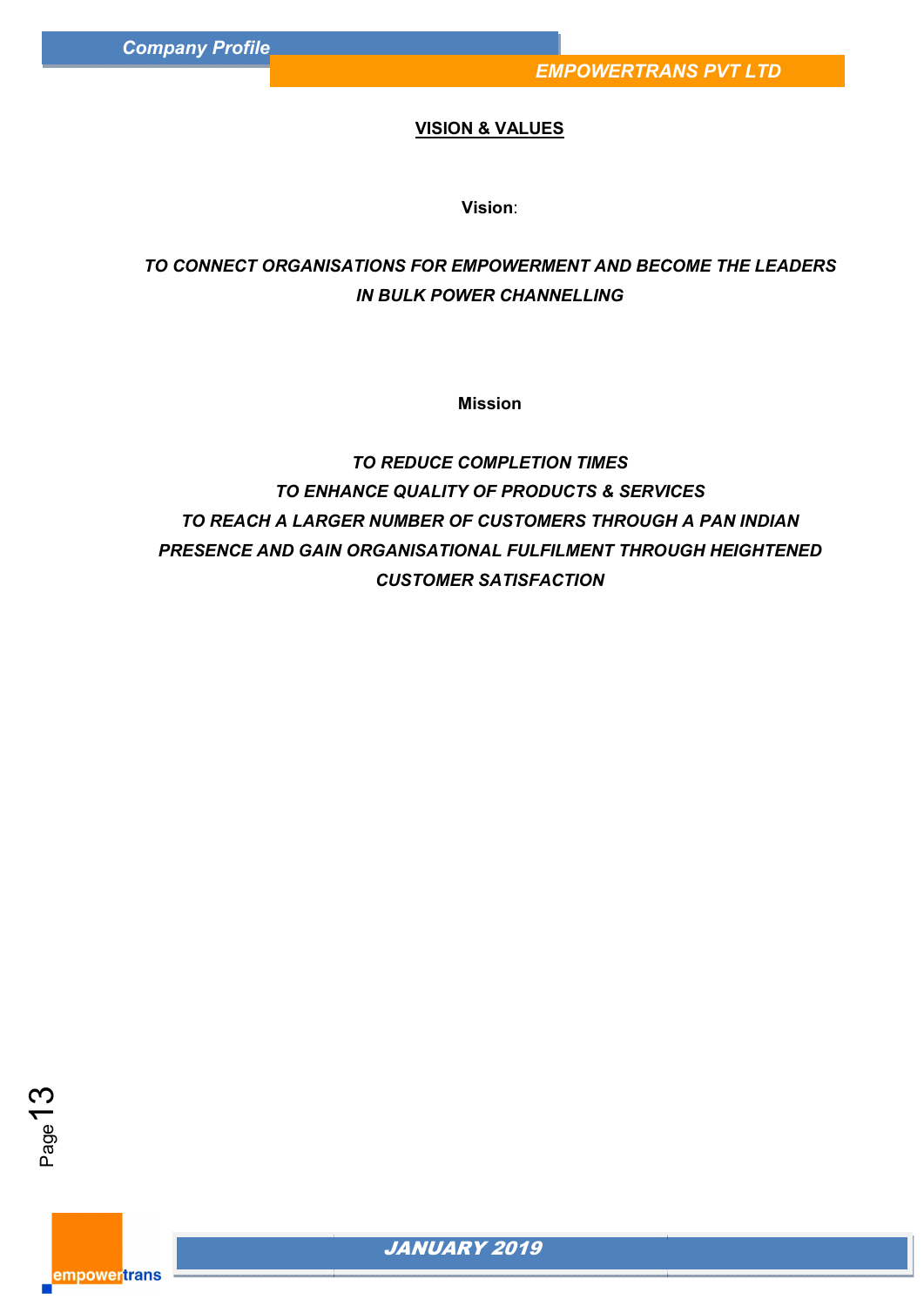## VISION & VALUES

**Vision**:

*TO CONNECT ORGANISATIONS FOR EMPOWERMENT AND BECOME THE LEADERS IN BULK POWER CHANNELLING*

**Mission**

*TO REDUCE COMPLETION TIMES*
*TO ENHANCE QUALITY OF PRODUCTS & SERVICES*
*TO REACH A LARGER NUMBER OF CUSTOMERS THROUGH A PAN INDIAN PRESENCE AND GAIN ORGANISATIONAL FULFILMENT THROUGH HEIGHTENED CUSTOMER SATISFACTION*